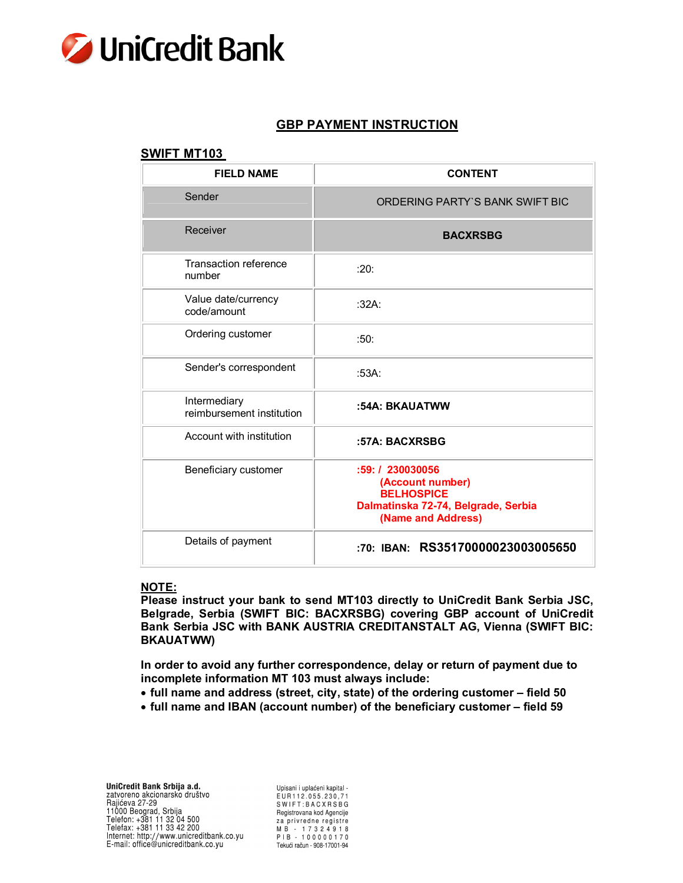# UniCredit Bank

## GBP PAYMENT INSTRUCTION

### SWIFT MT103

| FIELD NAME | CONTENT |
|---|---|
| Sender | ORDERING PARTY`S BANK SWIFT BIC |
| Receiver | **BACXRSBG** |
| Transaction reference number | :20: |
| Value date/currency code/amount | :32A: |
| Ordering customer | :50: |
| Sender's correspondent | :53A: |
| Intermediary reimbursement institution | **:54A: BKAUATWW** |
| Account with institution | **:57A: BACXRSBG** |
| Beneficiary customer | **:59: / 230030056**<br>**(Account number)**<br>**BELHOSPICE**<br>**Dalmatinska 72-74, Belgrade, Serbia**<br>**(Name and Address)** |
| Details of payment | **:70: IBAN: RS35170000023003005650** |

**NOTE:**

**Please instruct your bank to send MT103 directly to UniCredit Bank Serbia JSC, Belgrade, Serbia (SWIFT BIC: BACXRSBG) covering GBP account of UniCredit Bank Serbia JSC with BANK AUSTRIA CREDITANSTALT AG, Vienna (SWIFT BIC: BKAUATWW)**

**In order to avoid any further correspondence, delay or return of payment due to incomplete information MT 103 must always include:**

- **full name and address (street, city, state) of the ordering customer – field 50**
- **full name and IBAN (account number) of the beneficiary customer – field 59**

**UniCredit Bank Srbija a.d.**
zatvoreno akcionarsko društvo
Rajićeva 27-29
11000 Beograd, Srbija
Telefon: +381 11 32 04 500
Telefax: +381 11 33 42 200
Internet: http://www.unicreditbank.co.yu
E-mail: office@unicreditbank.co.yu

Upisani i uplaćeni kapital - EUR112.055.230,71
SWIFT:BACXRSBG
Registrovana kod Agencije za privredne registre
MB - 17324918
PIB - 100000170
Tekući račun - 908-17001-94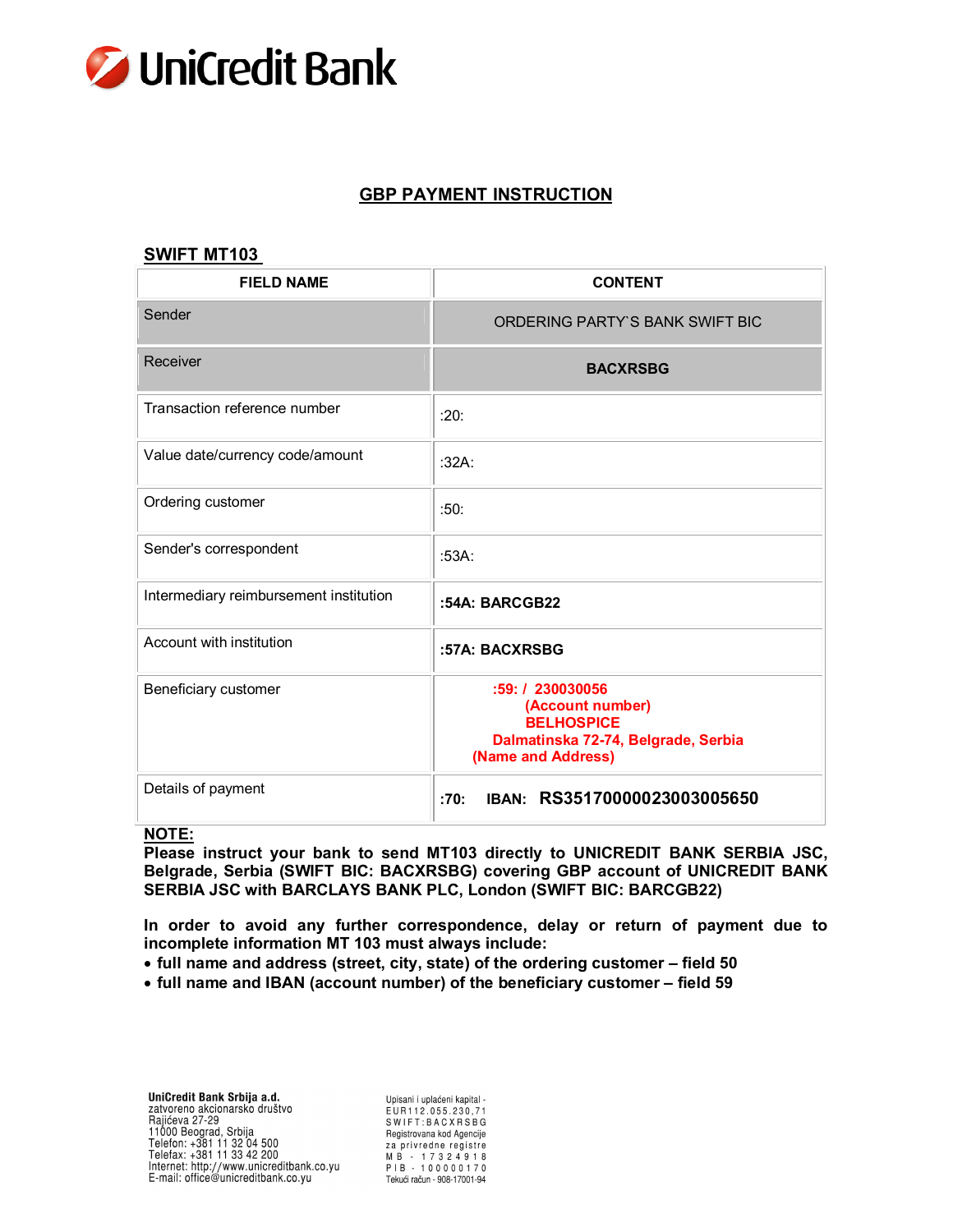# UniCredit Bank

## GBP PAYMENT INSTRUCTION

### SWIFT MT103

| FIELD NAME | CONTENT |
|---|---|
| Sender | ORDERING PARTY`S BANK SWIFT BIC |
| Receiver | **BACXRSBG** |
| Transaction reference number | :20: |
| Value date/currency code/amount | :32A: |
| Ordering customer | :50: |
| Sender's correspondent | :53A: |
| Intermediary reimbursement institution | **:54A: BARCGB22** |
| Account with institution | **:57A: BACXRSBG** |
| Beneficiary customer | **:59: / 230030056**<br>**(Account number)**<br>**BELHOSPICE**<br>**Dalmatinska 72-74, Belgrade, Serbia**<br>**(Name and Address)** |
| Details of payment | **:70: IBAN: RS35170000023003005650** |

**NOTE:**

**Please instruct your bank to send MT103 directly to UNICREDIT BANK SERBIA JSC, Belgrade, Serbia (SWIFT BIC: BACXRSBG) covering GBP account of UNICREDIT BANK SERBIA JSC with BARCLAYS BANK PLC, London (SWIFT BIC: BARCGB22)**

**In order to avoid any further correspondence, delay or return of payment due to incomplete information MT 103 must always include:**

- **full name and address (street, city, state) of the ordering customer – field 50**
- **full name and IBAN (account number) of the beneficiary customer – field 59**

**UniCredit Bank Srbija a.d.**
zatvoreno akcionarsko društvo
Rajićeva 27-29
11000 Beograd, Srbija
Telefon: +381 11 32 04 500
Telefax: +381 11 33 42 200
Internet: http://www.unicreditbank.co.yu
E-mail: office@unicreditbank.co.yu

Upisani i uplaćeni kapital - EUR112.055.230,71
SWIFT:BACXRSBG
Registrovana kod Agencije za privredne registre
MB - 17324918
PIB - 100000170
Tekući račun - 908-17001-94